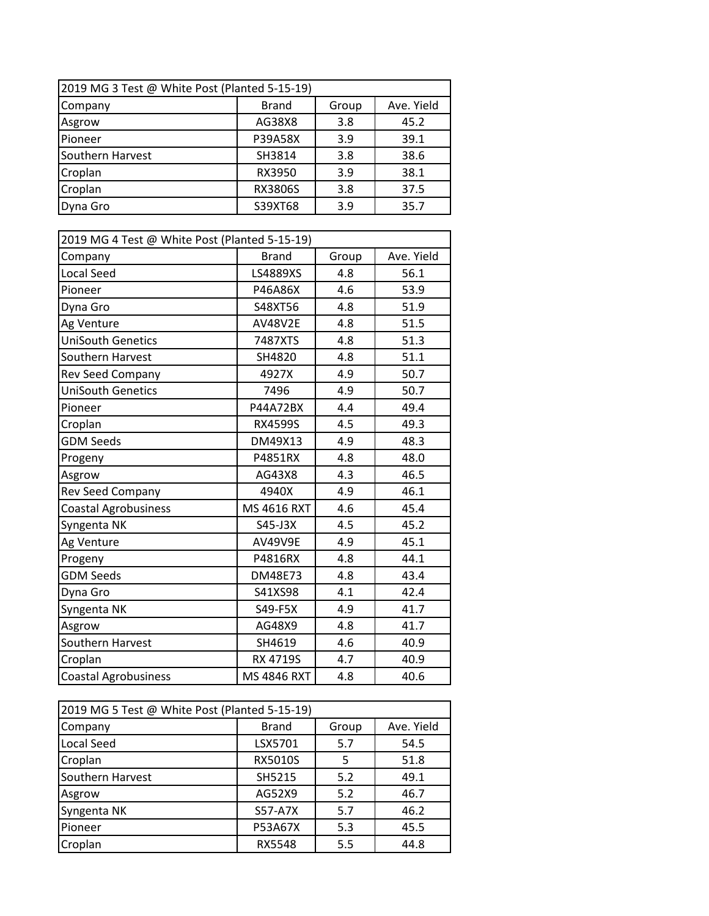| 2019 MG 3 Test @ White Post (Planted 5-15-19) | | | |
|---|---|---|---|
| Company | Brand | Group | Ave. Yield |
| Asgrow | AG38X8 | 3.8 | 45.2 |
| Pioneer | P39A58X | 3.9 | 39.1 |
| Southern Harvest | SH3814 | 3.8 | 38.6 |
| Croplan | RX3950 | 3.9 | 38.1 |
| Croplan | RX3806S | 3.8 | 37.5 |
| Dyna Gro | S39XT68 | 3.9 | 35.7 |

| 2019 MG 4 Test @ White Post (Planted 5-15-19) | | | |
|---|---|---|---|
| Company | Brand | Group | Ave. Yield |
| Local Seed | LS4889XS | 4.8 | 56.1 |
| Pioneer | P46A86X | 4.6 | 53.9 |
| Dyna Gro | S48XT56 | 4.8 | 51.9 |
| Ag Venture | AV48V2E | 4.8 | 51.5 |
| UniSouth Genetics | 7487XTS | 4.8 | 51.3 |
| Southern Harvest | SH4820 | 4.8 | 51.1 |
| Rev Seed Company | 4927X | 4.9 | 50.7 |
| UniSouth Genetics | 7496 | 4.9 | 50.7 |
| Pioneer | P44A72BX | 4.4 | 49.4 |
| Croplan | RX4599S | 4.5 | 49.3 |
| GDM Seeds | DM49X13 | 4.9 | 48.3 |
| Progeny | P4851RX | 4.8 | 48.0 |
| Asgrow | AG43X8 | 4.3 | 46.5 |
| Rev Seed Company | 4940X | 4.9 | 46.1 |
| Coastal Agrobusiness | MS 4616 RXT | 4.6 | 45.4 |
| Syngenta NK | S45-J3X | 4.5 | 45.2 |
| Ag Venture | AV49V9E | 4.9 | 45.1 |
| Progeny | P4816RX | 4.8 | 44.1 |
| GDM Seeds | DM48E73 | 4.8 | 43.4 |
| Dyna Gro | S41XS98 | 4.1 | 42.4 |
| Syngenta NK | S49-F5X | 4.9 | 41.7 |
| Asgrow | AG48X9 | 4.8 | 41.7 |
| Southern Harvest | SH4619 | 4.6 | 40.9 |
| Croplan | RX 4719S | 4.7 | 40.9 |
| Coastal Agrobusiness | MS 4846 RXT | 4.8 | 40.6 |

| 2019 MG 5 Test @ White Post (Planted 5-15-19) | | | |
|---|---|---|---|
| Company | Brand | Group | Ave. Yield |
| Local Seed | LSX5701 | 5.7 | 54.5 |
| Croplan | RX5010S | 5 | 51.8 |
| Southern Harvest | SH5215 | 5.2 | 49.1 |
| Asgrow | AG52X9 | 5.2 | 46.7 |
| Syngenta NK | S57-A7X | 5.7 | 46.2 |
| Pioneer | P53A67X | 5.3 | 45.5 |
| Croplan | RX5548 | 5.5 | 44.8 |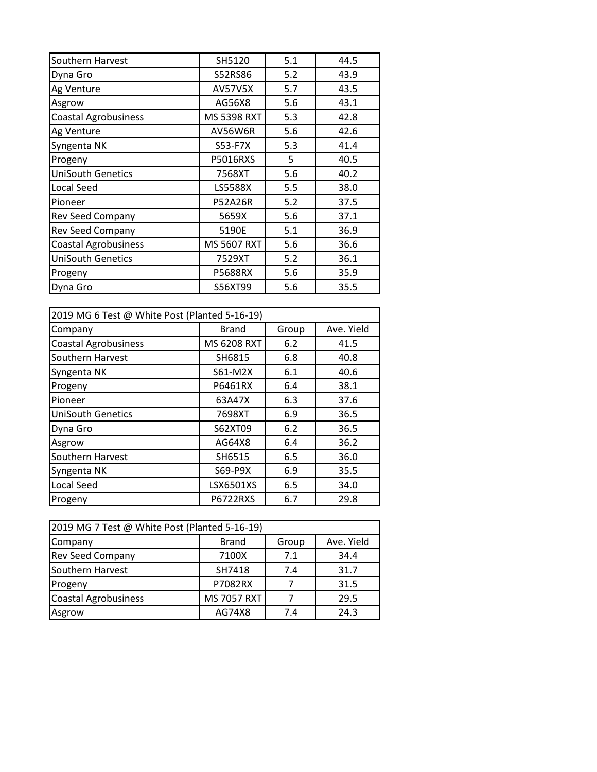| | | | |
|---|---|---|---|
| Southern Harvest | SH5120 | 5.1 | 44.5 |
| Dyna Gro | S52RS86 | 5.2 | 43.9 |
| Ag Venture | AV57V5X | 5.7 | 43.5 |
| Asgrow | AG56X8 | 5.6 | 43.1 |
| Coastal Agrobusiness | MS 5398 RXT | 5.3 | 42.8 |
| Ag Venture | AV56W6R | 5.6 | 42.6 |
| Syngenta NK | S53-F7X | 5.3 | 41.4 |
| Progeny | P5016RXS | 5 | 40.5 |
| UniSouth Genetics | 7568XT | 5.6 | 40.2 |
| Local Seed | LS5588X | 5.5 | 38.0 |
| Pioneer | P52A26R | 5.2 | 37.5 |
| Rev Seed Company | 5659X | 5.6 | 37.1 |
| Rev Seed Company | 5190E | 5.1 | 36.9 |
| Coastal Agrobusiness | MS 5607 RXT | 5.6 | 36.6 |
| UniSouth Genetics | 7529XT | 5.2 | 36.1 |
| Progeny | P5688RX | 5.6 | 35.9 |
| Dyna Gro | S56XT99 | 5.6 | 35.5 |

| 2019 MG 6 Test @ White Post (Planted 5-16-19) | | | |
|---|---|---|---|
| Company | Brand | Group | Ave. Yield |
| Coastal Agrobusiness | MS 6208 RXT | 6.2 | 41.5 |
| Southern Harvest | SH6815 | 6.8 | 40.8 |
| Syngenta NK | S61-M2X | 6.1 | 40.6 |
| Progeny | P6461RX | 6.4 | 38.1 |
| Pioneer | 63A47X | 6.3 | 37.6 |
| UniSouth Genetics | 7698XT | 6.9 | 36.5 |
| Dyna Gro | S62XT09 | 6.2 | 36.5 |
| Asgrow | AG64X8 | 6.4 | 36.2 |
| Southern Harvest | SH6515 | 6.5 | 36.0 |
| Syngenta NK | S69-P9X | 6.9 | 35.5 |
| Local Seed | LSX6501XS | 6.5 | 34.0 |
| Progeny | P6722RXS | 6.7 | 29.8 |

| 2019 MG 7 Test @ White Post (Planted 5-16-19) | | | |
|---|---|---|---|
| Company | Brand | Group | Ave. Yield |
| Rev Seed Company | 7100X | 7.1 | 34.4 |
| Southern Harvest | SH7418 | 7.4 | 31.7 |
| Progeny | P7082RX | 7 | 31.5 |
| Coastal Agrobusiness | MS 7057 RXT | 7 | 29.5 |
| Asgrow | AG74X8 | 7.4 | 24.3 |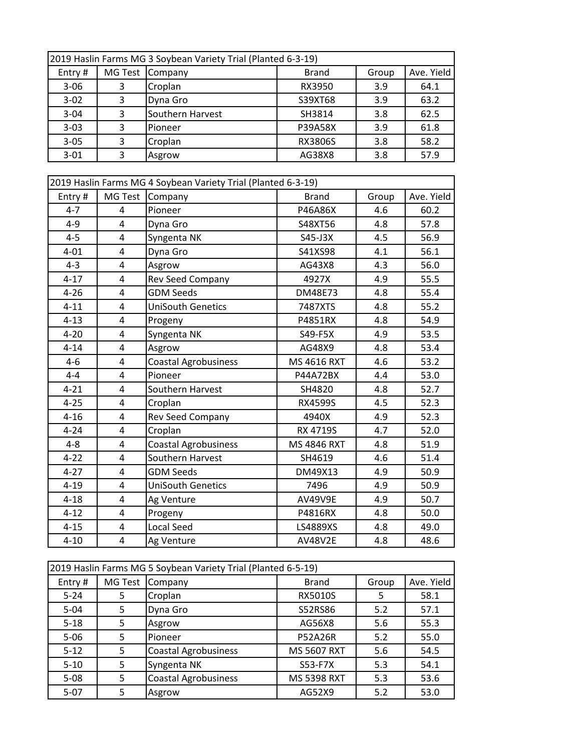| 2019 Haslin Farms MG 3 Soybean Variety Trial (Planted 6-3-19) | | | | | |
|---|---|---|---|---|---|
| Entry # | MG Test | Company | Brand | Group | Ave. Yield |
| 3-06 | 3 | Croplan | RX3950 | 3.9 | 64.1 |
| 3-02 | 3 | Dyna Gro | S39XT68 | 3.9 | 63.2 |
| 3-04 | 3 | Southern Harvest | SH3814 | 3.8 | 62.5 |
| 3-03 | 3 | Pioneer | P39A58X | 3.9 | 61.8 |
| 3-05 | 3 | Croplan | RX3806S | 3.8 | 58.2 |
| 3-01 | 3 | Asgrow | AG38X8 | 3.8 | 57.9 |

| 2019 Haslin Farms MG 4 Soybean Variety Trial (Planted 6-3-19) | | | | | |
|---|---|---|---|---|---|
| Entry # | MG Test | Company | Brand | Group | Ave. Yield |
| 4-7 | 4 | Pioneer | P46A86X | 4.6 | 60.2 |
| 4-9 | 4 | Dyna Gro | S48XT56 | 4.8 | 57.8 |
| 4-5 | 4 | Syngenta NK | S45-J3X | 4.5 | 56.9 |
| 4-01 | 4 | Dyna Gro | S41XS98 | 4.1 | 56.1 |
| 4-3 | 4 | Asgrow | AG43X8 | 4.3 | 56.0 |
| 4-17 | 4 | Rev Seed Company | 4927X | 4.9 | 55.5 |
| 4-26 | 4 | GDM Seeds | DM48E73 | 4.8 | 55.4 |
| 4-11 | 4 | UniSouth Genetics | 7487XTS | 4.8 | 55.2 |
| 4-13 | 4 | Progeny | P4851RX | 4.8 | 54.9 |
| 4-20 | 4 | Syngenta NK | S49-F5X | 4.9 | 53.5 |
| 4-14 | 4 | Asgrow | AG48X9 | 4.8 | 53.4 |
| 4-6 | 4 | Coastal Agrobusiness | MS 4616 RXT | 4.6 | 53.2 |
| 4-4 | 4 | Pioneer | P44A72BX | 4.4 | 53.0 |
| 4-21 | 4 | Southern Harvest | SH4820 | 4.8 | 52.7 |
| 4-25 | 4 | Croplan | RX4599S | 4.5 | 52.3 |
| 4-16 | 4 | Rev Seed Company | 4940X | 4.9 | 52.3 |
| 4-24 | 4 | Croplan | RX 4719S | 4.7 | 52.0 |
| 4-8 | 4 | Coastal Agrobusiness | MS 4846 RXT | 4.8 | 51.9 |
| 4-22 | 4 | Southern Harvest | SH4619 | 4.6 | 51.4 |
| 4-27 | 4 | GDM Seeds | DM49X13 | 4.9 | 50.9 |
| 4-19 | 4 | UniSouth Genetics | 7496 | 4.9 | 50.9 |
| 4-18 | 4 | Ag Venture | AV49V9E | 4.9 | 50.7 |
| 4-12 | 4 | Progeny | P4816RX | 4.8 | 50.0 |
| 4-15 | 4 | Local Seed | LS4889XS | 4.8 | 49.0 |
| 4-10 | 4 | Ag Venture | AV48V2E | 4.8 | 48.6 |

| 2019 Haslin Farms MG 5 Soybean Variety Trial (Planted 6-5-19) | | | | | |
|---|---|---|---|---|---|
| Entry # | MG Test | Company | Brand | Group | Ave. Yield |
| 5-24 | 5 | Croplan | RX5010S | 5 | 58.1 |
| 5-04 | 5 | Dyna Gro | S52RS86 | 5.2 | 57.1 |
| 5-18 | 5 | Asgrow | AG56X8 | 5.6 | 55.3 |
| 5-06 | 5 | Pioneer | P52A26R | 5.2 | 55.0 |
| 5-12 | 5 | Coastal Agrobusiness | MS 5607 RXT | 5.6 | 54.5 |
| 5-10 | 5 | Syngenta NK | S53-F7X | 5.3 | 54.1 |
| 5-08 | 5 | Coastal Agrobusiness | MS 5398 RXT | 5.3 | 53.6 |
| 5-07 | 5 | Asgrow | AG52X9 | 5.2 | 53.0 |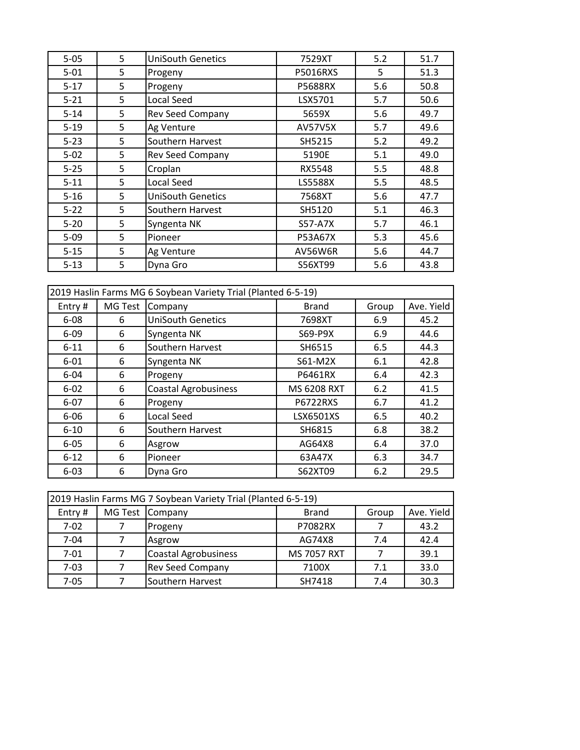| | | | | | |
|---|---|---|---|---|---|
| 5-05 | 5 | UniSouth Genetics | 7529XT | 5.2 | 51.7 |
| 5-01 | 5 | Progeny | P5016RXS | 5 | 51.3 |
| 5-17 | 5 | Progeny | P5688RX | 5.6 | 50.8 |
| 5-21 | 5 | Local Seed | LSX5701 | 5.7 | 50.6 |
| 5-14 | 5 | Rev Seed Company | 5659X | 5.6 | 49.7 |
| 5-19 | 5 | Ag Venture | AV57V5X | 5.7 | 49.6 |
| 5-23 | 5 | Southern Harvest | SH5215 | 5.2 | 49.2 |
| 5-02 | 5 | Rev Seed Company | 5190E | 5.1 | 49.0 |
| 5-25 | 5 | Croplan | RX5548 | 5.5 | 48.8 |
| 5-11 | 5 | Local Seed | LS5588X | 5.5 | 48.5 |
| 5-16 | 5 | UniSouth Genetics | 7568XT | 5.6 | 47.7 |
| 5-22 | 5 | Southern Harvest | SH5120 | 5.1 | 46.3 |
| 5-20 | 5 | Syngenta NK | S57-A7X | 5.7 | 46.1 |
| 5-09 | 5 | Pioneer | P53A67X | 5.3 | 45.6 |
| 5-15 | 5 | Ag Venture | AV56W6R | 5.6 | 44.7 |
| 5-13 | 5 | Dyna Gro | S56XT99 | 5.6 | 43.8 |

| 2019 Haslin Farms MG 6 Soybean Variety Trial (Planted 6-5-19) | | | | | |
|---|---|---|---|---|---|
| Entry # | MG Test | Company | Brand | Group | Ave. Yield |
| 6-08 | 6 | UniSouth Genetics | 7698XT | 6.9 | 45.2 |
| 6-09 | 6 | Syngenta NK | S69-P9X | 6.9 | 44.6 |
| 6-11 | 6 | Southern Harvest | SH6515 | 6.5 | 44.3 |
| 6-01 | 6 | Syngenta NK | S61-M2X | 6.1 | 42.8 |
| 6-04 | 6 | Progeny | P6461RX | 6.4 | 42.3 |
| 6-02 | 6 | Coastal Agrobusiness | MS 6208 RXT | 6.2 | 41.5 |
| 6-07 | 6 | Progeny | P6722RXS | 6.7 | 41.2 |
| 6-06 | 6 | Local Seed | LSX6501XS | 6.5 | 40.2 |
| 6-10 | 6 | Southern Harvest | SH6815 | 6.8 | 38.2 |
| 6-05 | 6 | Asgrow | AG64X8 | 6.4 | 37.0 |
| 6-12 | 6 | Pioneer | 63A47X | 6.3 | 34.7 |
| 6-03 | 6 | Dyna Gro | S62XT09 | 6.2 | 29.5 |

| 2019 Haslin Farms MG 7 Soybean Variety Trial (Planted 6-5-19) | | | | | |
|---|---|---|---|---|---|
| Entry # | MG Test | Company | Brand | Group | Ave. Yield |
| 7-02 | 7 | Progeny | P7082RX | 7 | 43.2 |
| 7-04 | 7 | Asgrow | AG74X8 | 7.4 | 42.4 |
| 7-01 | 7 | Coastal Agrobusiness | MS 7057 RXT | 7 | 39.1 |
| 7-03 | 7 | Rev Seed Company | 7100X | 7.1 | 33.0 |
| 7-05 | 7 | Southern Harvest | SH7418 | 7.4 | 30.3 |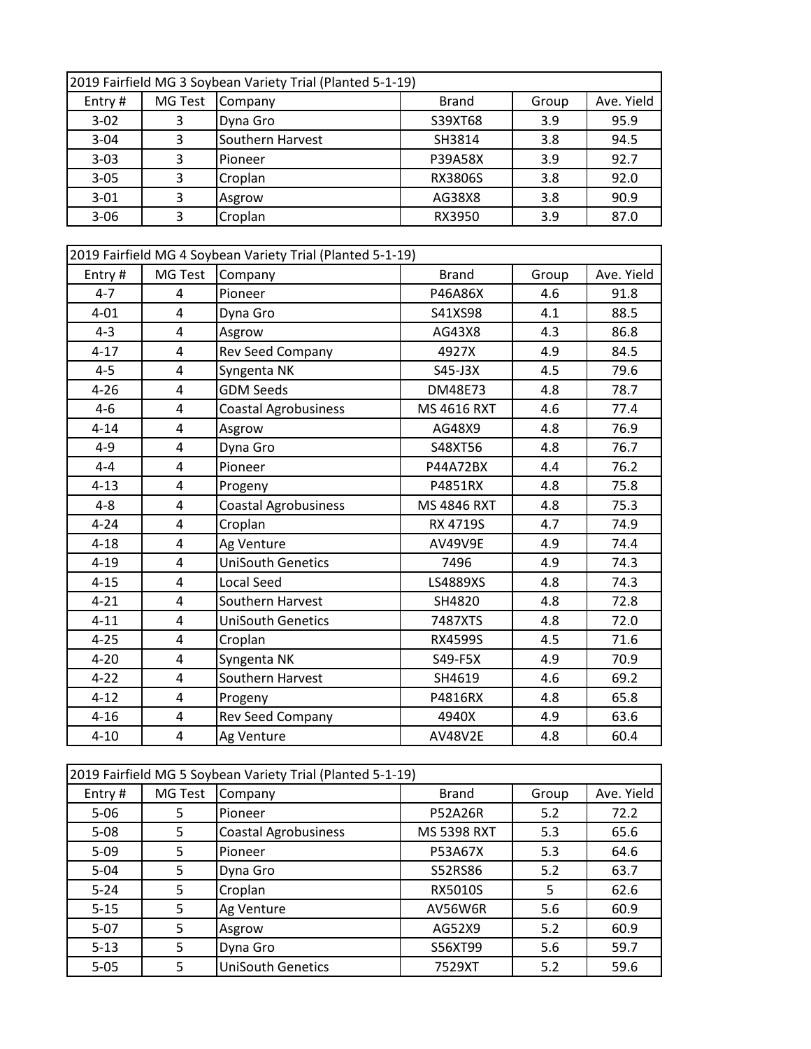| 2019 Fairfield MG 3 Soybean Variety Trial (Planted 5-1-19) | | | | | |
|---|---|---|---|---|---|
| Entry # | MG Test | Company | Brand | Group | Ave. Yield |
| 3-02 | 3 | Dyna Gro | S39XT68 | 3.9 | 95.9 |
| 3-04 | 3 | Southern Harvest | SH3814 | 3.8 | 94.5 |
| 3-03 | 3 | Pioneer | P39A58X | 3.9 | 92.7 |
| 3-05 | 3 | Croplan | RX3806S | 3.8 | 92.0 |
| 3-01 | 3 | Asgrow | AG38X8 | 3.8 | 90.9 |
| 3-06 | 3 | Croplan | RX3950 | 3.9 | 87.0 |

| 2019 Fairfield MG 4 Soybean Variety Trial (Planted 5-1-19) | | | | | |
|---|---|---|---|---|---|
| Entry # | MG Test | Company | Brand | Group | Ave. Yield |
| 4-7 | 4 | Pioneer | P46A86X | 4.6 | 91.8 |
| 4-01 | 4 | Dyna Gro | S41XS98 | 4.1 | 88.5 |
| 4-3 | 4 | Asgrow | AG43X8 | 4.3 | 86.8 |
| 4-17 | 4 | Rev Seed Company | 4927X | 4.9 | 84.5 |
| 4-5 | 4 | Syngenta NK | S45-J3X | 4.5 | 79.6 |
| 4-26 | 4 | GDM Seeds | DM48E73 | 4.8 | 78.7 |
| 4-6 | 4 | Coastal Agrobusiness | MS 4616 RXT | 4.6 | 77.4 |
| 4-14 | 4 | Asgrow | AG48X9 | 4.8 | 76.9 |
| 4-9 | 4 | Dyna Gro | S48XT56 | 4.8 | 76.7 |
| 4-4 | 4 | Pioneer | P44A72BX | 4.4 | 76.2 |
| 4-13 | 4 | Progeny | P4851RX | 4.8 | 75.8 |
| 4-8 | 4 | Coastal Agrobusiness | MS 4846 RXT | 4.8 | 75.3 |
| 4-24 | 4 | Croplan | RX 4719S | 4.7 | 74.9 |
| 4-18 | 4 | Ag Venture | AV49V9E | 4.9 | 74.4 |
| 4-19 | 4 | UniSouth Genetics | 7496 | 4.9 | 74.3 |
| 4-15 | 4 | Local Seed | LS4889XS | 4.8 | 74.3 |
| 4-21 | 4 | Southern Harvest | SH4820 | 4.8 | 72.8 |
| 4-11 | 4 | UniSouth Genetics | 7487XTS | 4.8 | 72.0 |
| 4-25 | 4 | Croplan | RX4599S | 4.5 | 71.6 |
| 4-20 | 4 | Syngenta NK | S49-F5X | 4.9 | 70.9 |
| 4-22 | 4 | Southern Harvest | SH4619 | 4.6 | 69.2 |
| 4-12 | 4 | Progeny | P4816RX | 4.8 | 65.8 |
| 4-16 | 4 | Rev Seed Company | 4940X | 4.9 | 63.6 |
| 4-10 | 4 | Ag Venture | AV48V2E | 4.8 | 60.4 |

| 2019 Fairfield MG 5 Soybean Variety Trial (Planted 5-1-19) | | | | | |
|---|---|---|---|---|---|
| Entry # | MG Test | Company | Brand | Group | Ave. Yield |
| 5-06 | 5 | Pioneer | P52A26R | 5.2 | 72.2 |
| 5-08 | 5 | Coastal Agrobusiness | MS 5398 RXT | 5.3 | 65.6 |
| 5-09 | 5 | Pioneer | P53A67X | 5.3 | 64.6 |
| 5-04 | 5 | Dyna Gro | S52RS86 | 5.2 | 63.7 |
| 5-24 | 5 | Croplan | RX5010S | 5 | 62.6 |
| 5-15 | 5 | Ag Venture | AV56W6R | 5.6 | 60.9 |
| 5-07 | 5 | Asgrow | AG52X9 | 5.2 | 60.9 |
| 5-13 | 5 | Dyna Gro | S56XT99 | 5.6 | 59.7 |
| 5-05 | 5 | UniSouth Genetics | 7529XT | 5.2 | 59.6 |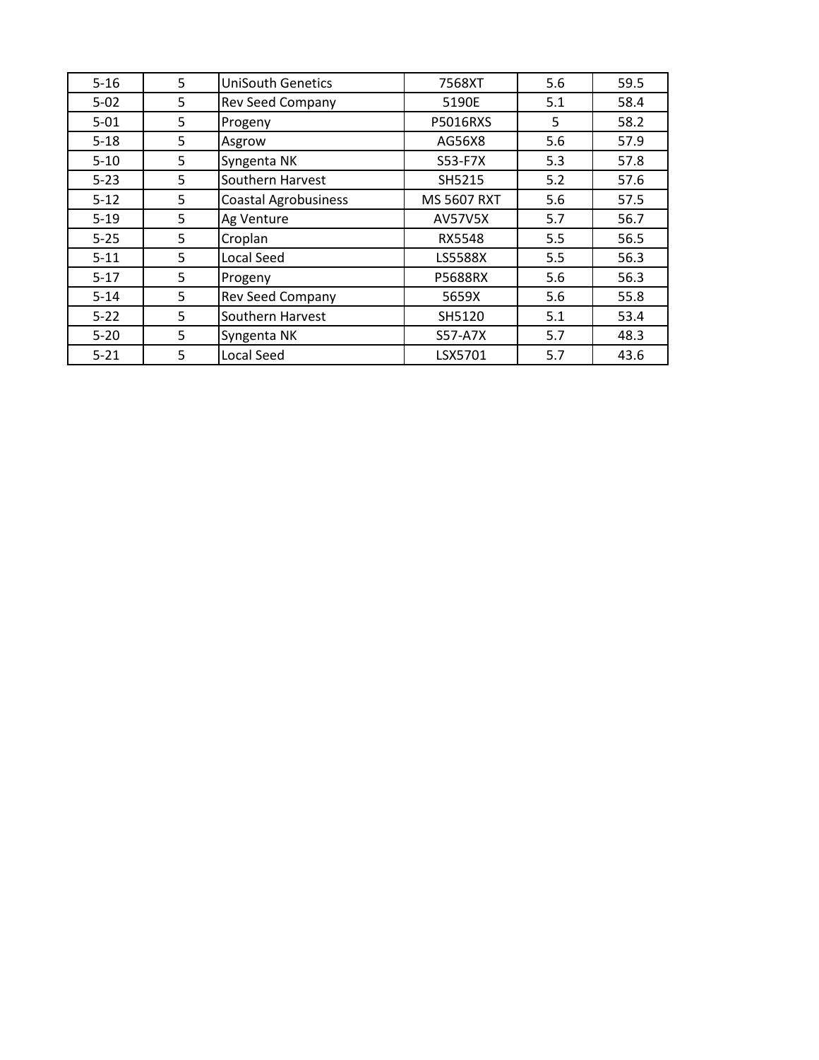| | | | | | |
|---|---|---|---|---|---|
| 5-16 | 5 | UniSouth Genetics | 7568XT | 5.6 | 59.5 |
| 5-02 | 5 | Rev Seed Company | 5190E | 5.1 | 58.4 |
| 5-01 | 5 | Progeny | P5016RXS | 5 | 58.2 |
| 5-18 | 5 | Asgrow | AG56X8 | 5.6 | 57.9 |
| 5-10 | 5 | Syngenta NK | S53-F7X | 5.3 | 57.8 |
| 5-23 | 5 | Southern Harvest | SH5215 | 5.2 | 57.6 |
| 5-12 | 5 | Coastal Agrobusiness | MS 5607 RXT | 5.6 | 57.5 |
| 5-19 | 5 | Ag Venture | AV57V5X | 5.7 | 56.7 |
| 5-25 | 5 | Croplan | RX5548 | 5.5 | 56.5 |
| 5-11 | 5 | Local Seed | LS5588X | 5.5 | 56.3 |
| 5-17 | 5 | Progeny | P5688RX | 5.6 | 56.3 |
| 5-14 | 5 | Rev Seed Company | 5659X | 5.6 | 55.8 |
| 5-22 | 5 | Southern Harvest | SH5120 | 5.1 | 53.4 |
| 5-20 | 5 | Syngenta NK | S57-A7X | 5.7 | 48.3 |
| 5-21 | 5 | Local Seed | LSX5701 | 5.7 | 43.6 |